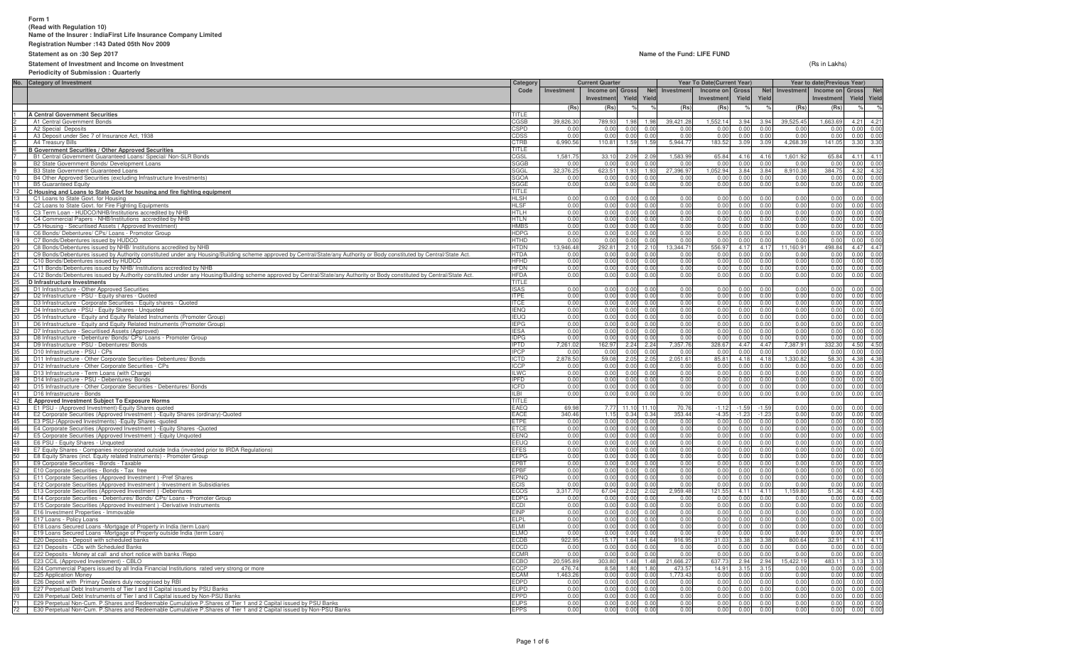**Form 1**
**(Read with Regulation 10)**
**Name of the Insurer : IndiaFirst Life Insurance Company Limited**
**Registration Number :143 Dated 05th Nov 2009**
**Statement as on :30 Sep 2017**
**Statement of Investment and Income on Investment**
**Periodicity of Submission : Quarterly**

**Name of the Fund: LIFE FUND**

(Rs in Lakhs)

| No. | Category of Investment | Category Code | Current Quarter | | | | Year To Date(Current Year) | | | | Year to date(Previous Year) | | | |
|---|---|---|---|---|---|---|---|---|---|---|---|---|---|---|
| | | | Investment | Income on Investment | Gross Yield | Net Yield | Investment | Income on Investment | Gross Yield | Net Yield | Investment | Income on Investment | Gross Yield | Net Yield |
| | | | (Rs) | (Rs) | % | % | (Rs) | (Rs) | % | % | (Rs) | (Rs) | % | % |
| 1 | **A Central Government Securities** | TITLE | | | | | | | | | | | | |
| 2 | A1 Central Government Bonds | CGSB | 39,826.30 | 789.93 | 1.98 | 1.98 | 39,421.28 | 1,552.14 | 3.94 | 3.94 | 39,525.45 | 1,663.69 | 4.21 | 4.21 |
| 3 | A2 Special Deposits | CSPD | 0.00 | 0.00 | 0.00 | 0.00 | 0.00 | 0.00 | 0.00 | 0.00 | 0.00 | 0.00 | 0.00 | 0.00 |
| 4 | A3 Deposit under Sec 7 of Insurance Act, 1938 | CDSS | 0.00 | 0.00 | 0.00 | 0.00 | 0.00 | 0.00 | 0.00 | 0.00 | 0.00 | 0.00 | 0.00 | 0.00 |
| 5 | A4 Treasury Bills | CTRB | 6,990.56 | 110.81 | 1.59 | 1.59 | 5,944.77 | 183.52 | 3.09 | 3.09 | 4,268.39 | 141.05 | 3.30 | 3.30 |
| 6 | **B Government Securities / Other Approved Securities** | TITLE | | | | | | | | | | | | |
| 7 | B1 Central Government Guaranteed Loans/ Special/ Non-SLR Bonds | CGSL | 1,581.75 | 33.10 | 2.09 | 2.09 | 1,583.99 | 65.84 | 4.16 | 4.16 | 1,601.92 | 65.84 | 4.11 | 4.11 |
| 8 | B2 State Government Bonds/ Development Loans | SGGB | 0.00 | 0.00 | 0.00 | 0.00 | 0.00 | 0.00 | 0.00 | 0.00 | 0.00 | 0.00 | 0.00 | 0.00 |
| 9 | B3 State Government Guaranteed Loans | SGGL | 32,376.25 | 623.51 | 1.93 | 1.93 | 27,396.97 | 1,052.94 | 3.84 | 3.84 | 8,910.38 | 384.75 | 4.32 | 4.32 |
| 10 | B4 Other Approved Securities (excluding Infrastructure Investments) | SGOA | 0.00 | 0.00 | 0.00 | 0.00 | 0.00 | 0.00 | 0.00 | 0.00 | 0.00 | 0.00 | 0.00 | 0.00 |
| 11 | B5 Guaranteed Equity | SGGE | 0.00 | 0.00 | 0.00 | 0.00 | 0.00 | 0.00 | 0.00 | 0.00 | 0.00 | 0.00 | 0.00 | 0.00 |
| 12 | **C Housing and Loans to State Govt for housing and fire fighting equipment** | TITLE | | | | | | | | | | | | |
| 13 | C1 Loans to State Govt. for Housing | HLSH | 0.00 | 0.00 | 0.00 | 0.00 | 0.00 | 0.00 | 0.00 | 0.00 | 0.00 | 0.00 | 0.00 | 0.00 |
| 14 | C2 Loans to State Govt. for Fire Fighting Equipments | HLSF | 0.00 | 0.00 | 0.00 | 0.00 | 0.00 | 0.00 | 0.00 | 0.00 | 0.00 | 0.00 | 0.00 | 0.00 |
| 15 | C3 Term Loan - HUDCO/NHB/Institutions accredited by NHB | HTLH | 0.00 | 0.00 | 0.00 | 0.00 | 0.00 | 0.00 | 0.00 | 0.00 | 0.00 | 0.00 | 0.00 | 0.00 |
| 16 | C4 Commercial Papers - NHB/Institutions accredited by NHB | HTLN | 0.00 | 0.00 | 0.00 | 0.00 | 0.00 | 0.00 | 0.00 | 0.00 | 0.00 | 0.00 | 0.00 | 0.00 |
| 17 | C5 Housing - Securitised Assets ( Approved Investment) | HMBS | 0.00 | 0.00 | 0.00 | 0.00 | 0.00 | 0.00 | 0.00 | 0.00 | 0.00 | 0.00 | 0.00 | 0.00 |
| 18 | C6 Bonds/ Debentures/ CPs/ Loans - Promotor Group | HDPG | 0.00 | 0.00 | 0.00 | 0.00 | 0.00 | 0.00 | 0.00 | 0.00 | 0.00 | 0.00 | 0.00 | 0.00 |
| 19 | C7 Bonds/Debentures issued by HUDCO | HTHD | 0.00 | 0.00 | 0.00 | 0.00 | 0.00 | 0.00 | 0.00 | 0.00 | 0.00 | 0.00 | 0.00 | 0.00 |
| 20 | C8 Bonds/Debentures issued by NHB/ Institutions accredited by NHB | HTDN | 13,946.48 | 292.81 | 2.10 | 2.10 | 13,344.71 | 556.97 | 4.17 | 4.17 | 11,160.91 | 498.84 | 4.47 | 4.47 |
| 21 | C9 Bonds/Debentures issued by Authority constituted under any Housing/Building scheme approved by Central/State/any Authority or Body constituted by Central/State Act. | HTDA | 0.00 | 0.00 | 0.00 | 0.00 | 0.00 | 0.00 | 0.00 | 0.00 | 0.00 | 0.00 | 0.00 | 0.00 |
| 22 | C10 Bonds/Debentures issued by HUDCO | HFHD | 0.00 | 0.00 | 0.00 | 0.00 | 0.00 | 0.00 | 0.00 | 0.00 | 0.00 | 0.00 | 0.00 | 0.00 |
| 23 | C11 Bonds/Debentures issued by NHB/ Institutions accredited by NHB | HFDN | 0.00 | 0.00 | 0.00 | 0.00 | 0.00 | 0.00 | 0.00 | 0.00 | 0.00 | 0.00 | 0.00 | 0.00 |
| 24 | C12 Bonds/Debentures issued by Authority constituted under any Housing/Building scheme approved by Central/State/any Authority or Body constituted by Central/State Act. | HFDA | 0.00 | 0.00 | 0.00 | 0.00 | 0.00 | 0.00 | 0.00 | 0.00 | 0.00 | 0.00 | 0.00 | 0.00 |
| 25 | **D Infrastructure Investments** | TITLE | | | | | | | | | | | | |
| 26 | D1 Infrastructure - Other Approved Securities | ISAS | 0.00 | 0.00 | 0.00 | 0.00 | 0.00 | 0.00 | 0.00 | 0.00 | 0.00 | 0.00 | 0.00 | 0.00 |
| 27 | D2 Infrastructure - PSU - Equity shares - Quoted | ITPE | 0.00 | 0.00 | 0.00 | 0.00 | 0.00 | 0.00 | 0.00 | 0.00 | 0.00 | 0.00 | 0.00 | 0.00 |
| 28 | D3 Infrastructure - Corporate Securities - Equity shares - Quoted | ITCE | 0.00 | 0.00 | 0.00 | 0.00 | 0.00 | 0.00 | 0.00 | 0.00 | 0.00 | 0.00 | 0.00 | 0.00 |
| 29 | D4 Infrastructure - PSU - Equity Shares - Unquoted | IENQ | 0.00 | 0.00 | 0.00 | 0.00 | 0.00 | 0.00 | 0.00 | 0.00 | 0.00 | 0.00 | 0.00 | 0.00 |
| 30 | D5 Infrastructure - Equity and Equity Related Instruments (Promoter Group) | IEUQ | 0.00 | 0.00 | 0.00 | 0.00 | 0.00 | 0.00 | 0.00 | 0.00 | 0.00 | 0.00 | 0.00 | 0.00 |
| 31 | D6 Infrastructure - Equity and Equity Related Instruments (Promoter Group) | IEPG | 0.00 | 0.00 | 0.00 | 0.00 | 0.00 | 0.00 | 0.00 | 0.00 | 0.00 | 0.00 | 0.00 | 0.00 |
| 32 | D7 Infrastructure - Securitised Assets (Approved) | IESA | 0.00 | 0.00 | 0.00 | 0.00 | 0.00 | 0.00 | 0.00 | 0.00 | 0.00 | 0.00 | 0.00 | 0.00 |
| 33 | D8 Infrastructure - Debenture/ Bonds/ CPs/ Loans - Promoter Group | IDPG | 0.00 | 0.00 | 0.00 | 0.00 | 0.00 | 0.00 | 0.00 | 0.00 | 0.00 | 0.00 | 0.00 | 0.00 |
| 34 | D9 Infrastructure - PSU - Debentures/ Bonds | IPTD | 7,261.02 | 162.97 | 2.24 | 2.24 | 7,357.76 | 328.67 | 4.47 | 4.47 | 7,387.91 | 332.30 | 4.50 | 4.50 |
| 35 | D10 Infrastructure - PSU - CPs | IPCP | 0.00 | 0.00 | 0.00 | 0.00 | 0.00 | 0.00 | 0.00 | 0.00 | 0.00 | 0.00 | 0.00 | 0.00 |
| 36 | D11 Infrastructure - Other Corporate Securities- Debentures/ Bonds | ICTD | 2,878.50 | 59.08 | 2.05 | 2.05 | 2,051.61 | 85.81 | 4.18 | 4.18 | 1,330.82 | 58.30 | 4.38 | 4.38 |
| 37 | D12 Infrastructure - Other Corporate Securities - CPs | ICCP | 0.00 | 0.00 | 0.00 | 0.00 | 0.00 | 0.00 | 0.00 | 0.00 | 0.00 | 0.00 | 0.00 | 0.00 |
| 38 | D13 Infrastructure - Term Loans (with Charge) | ILWC | 0.00 | 0.00 | 0.00 | 0.00 | 0.00 | 0.00 | 0.00 | 0.00 | 0.00 | 0.00 | 0.00 | 0.00 |
| 39 | D14 Infrastructure - PSU - Debentures/ Bonds | IPFD | 0.00 | 0.00 | 0.00 | 0.00 | 0.00 | 0.00 | 0.00 | 0.00 | 0.00 | 0.00 | 0.00 | 0.00 |
| 40 | D15 Infrastructure - Other Corporate Securities - Debentures/ Bonds | ICFD | 0.00 | 0.00 | 0.00 | 0.00 | 0.00 | 0.00 | 0.00 | 0.00 | 0.00 | 0.00 | 0.00 | 0.00 |
| 41 | D16 Infrastructure - Bonds | ILBI | 0.00 | 0.00 | 0.00 | 0.00 | 0.00 | 0.00 | 0.00 | 0.00 | 0.00 | 0.00 | 0.00 | 0.00 |
| 42 | **E Approved Investment Subject To Exposure Norms** | TITLE | | | | | | | | | | | | |
| 43 | E1 PSU - (Approved Investment)-Equity Shares quoted | EAEQ | 69.98 | 7.77 | 11.10 | 11.10 | 70.76 | -1.12 | -1.59 | -1.59 | 0.00 | 0.00 | 0.00 | 0.00 |
| 44 | E2 Corporate Securities (Approved Investment ) -Equity Shares (ordinary)-Quoted | EACE | 340.46 | 1.15 | 0.34 | 0.34 | 353.44 | -4.35 | -1.23 | -1.23 | 0.00 | 0.00 | 0.00 | 0.00 |
| 45 | E3 PSU-(Approved Investments) -Equity Shares -quoted | ETPE | 0.00 | 0.00 | 0.00 | 0.00 | 0.00 | 0.00 | 0.00 | 0.00 | 0.00 | 0.00 | 0.00 | 0.00 |
| 46 | E4 Corporate Securities (Approved Investment ) -Equity Shares -Quoted | ETCE | 0.00 | 0.00 | 0.00 | 0.00 | 0.00 | 0.00 | 0.00 | 0.00 | 0.00 | 0.00 | 0.00 | 0.00 |
| 47 | E5 Corporate Securities (Approved Investment ) -Equity Unquoted | EENQ | 0.00 | 0.00 | 0.00 | 0.00 | 0.00 | 0.00 | 0.00 | 0.00 | 0.00 | 0.00 | 0.00 | 0.00 |
| 48 | E6 PSU - Equity Shares - Unquoted | EEUQ | 0.00 | 0.00 | 0.00 | 0.00 | 0.00 | 0.00 | 0.00 | 0.00 | 0.00 | 0.00 | 0.00 | 0.00 |
| 49 | E7 Equity Shares - Companies incorporated outside India (invested prior to IRDA Regulations) | EFES | 0.00 | 0.00 | 0.00 | 0.00 | 0.00 | 0.00 | 0.00 | 0.00 | 0.00 | 0.00 | 0.00 | 0.00 |
| 50 | E8 Equity Shares (incl. Equity related Instruments) - Promoter Group | EEPG | 0.00 | 0.00 | 0.00 | 0.00 | 0.00 | 0.00 | 0.00 | 0.00 | 0.00 | 0.00 | 0.00 | 0.00 |
| 51 | E9 Corporate Securities - Bonds - Taxable | EPBT | 0.00 | 0.00 | 0.00 | 0.00 | 0.00 | 0.00 | 0.00 | 0.00 | 0.00 | 0.00 | 0.00 | 0.00 |
| 52 | E10 Corporate Securities - Bonds - Tax free | EPBF | 0.00 | 0.00 | 0.00 | 0.00 | 0.00 | 0.00 | 0.00 | 0.00 | 0.00 | 0.00 | 0.00 | 0.00 |
| 53 | E11 Corporate Securities (Approved Investment ) -Pref Shares | EPNQ | 0.00 | 0.00 | 0.00 | 0.00 | 0.00 | 0.00 | 0.00 | 0.00 | 0.00 | 0.00 | 0.00 | 0.00 |
| 54 | E12 Corporate Securities (Approved Investment ) -Investment in Subsidiaries | ECIS | 0.00 | 0.00 | 0.00 | 0.00 | 0.00 | 0.00 | 0.00 | 0.00 | 0.00 | 0.00 | 0.00 | 0.00 |
| 55 | E13 Corporate Securities (Approved Investment ) -Debentures | ECOS | 3,317.70 | 67.04 | 2.02 | 2.02 | 2,959.48 | 121.55 | 4.11 | 4.11 | 1,159.80 | 51.36 | 4.43 | 4.43 |
| 56 | E14 Corporate Securities - Debentures/ Bonds/ CPs/ Loans - Promoter Group | EDPG | 0.00 | 0.00 | 0.00 | 0.00 | 0.00 | 0.00 | 0.00 | 0.00 | 0.00 | 0.00 | 0.00 | 0.00 |
| 57 | E15 Corporate Securities (Approved Investment ) -Derivative Instruments | ECDI | 0.00 | 0.00 | 0.00 | 0.00 | 0.00 | 0.00 | 0.00 | 0.00 | 0.00 | 0.00 | 0.00 | 0.00 |
| 58 | E16 Investment Properties - Immovable | EINP | 0.00 | 0.00 | 0.00 | 0.00 | 0.00 | 0.00 | 0.00 | 0.00 | 0.00 | 0.00 | 0.00 | 0.00 |
| 59 | E17 Loans - Policy Loans | ELPL | 0.00 | 0.00 | 0.00 | 0.00 | 0.00 | 0.00 | 0.00 | 0.00 | 0.00 | 0.00 | 0.00 | 0.00 |
| 60 | E18 Loans Secured Loans -Mortgage of Property in India (term Loan) | ELMI | 0.00 | 0.00 | 0.00 | 0.00 | 0.00 | 0.00 | 0.00 | 0.00 | 0.00 | 0.00 | 0.00 | 0.00 |
| 61 | E19 Loans Secured Loans -Mortgage of Property outside India (term Loan) | ELMO | 0.00 | 0.00 | 0.00 | 0.00 | 0.00 | 0.00 | 0.00 | 0.00 | 0.00 | 0.00 | 0.00 | 0.00 |
| 62 | E20 Deposits - Deposit with scheduled banks | ECDB | 922.95 | 15.17 | 1.64 | 1.64 | 916.95 | 31.03 | 3.38 | 3.38 | 800.64 | 32.91 | 4.11 | 4.11 |
| 63 | E21 Deposits - CDs with Scheduled Banks | EDCD | 0.00 | 0.00 | 0.00 | 0.00 | 0.00 | 0.00 | 0.00 | 0.00 | 0.00 | 0.00 | 0.00 | 0.00 |
| 64 | E22 Deposits - Money at call and short notice with banks /Repo | ECMR | 0.00 | 0.00 | 0.00 | 0.00 | 0.00 | 0.00 | 0.00 | 0.00 | 0.00 | 0.00 | 0.00 | 0.00 |
| 65 | E23 CCIL (Approved Investement) - CBLO | ECBO | 20,595.89 | 303.80 | 1.48 | 1.48 | 21,666.27 | 637.73 | 2.94 | 2.94 | 15,422.19 | 483.11 | 3.13 | 3.13 |
| 66 | E24 Commercial Papers issued by all India Financial Institutions rated very strong or more | ECCP | 476.74 | 8.58 | 1.80 | 1.80 | 473.57 | 14.91 | 3.15 | 3.15 | 0.00 | 0.00 | 0.00 | 0.00 |
| 67 | E25 Application Money | ECAM | 1,463.28 | 0.00 | 0.00 | 0.00 | 1,773.43 | 0.00 | 0.00 | 0.00 | 0.00 | 0.00 | 0.00 | 0.00 |
| 68 | E26 Deposit with Primary Dealers duly recognised by RBI | EDPD | 0.00 | 0.00 | 0.00 | 0.00 | 0.00 | 0.00 | 0.00 | 0.00 | 0.00 | 0.00 | 0.00 | 0.00 |
| 69 | E27 Perpetual Debt Instruments of Tier I and II Capital issued by PSU Banks | EUPD | 0.00 | 0.00 | 0.00 | 0.00 | 0.00 | 0.00 | 0.00 | 0.00 | 0.00 | 0.00 | 0.00 | 0.00 |
| 70 | E28 Perpetual Debt Instruments of Tier I and II Capital issued by Non-PSU Banks | EPPD | 0.00 | 0.00 | 0.00 | 0.00 | 0.00 | 0.00 | 0.00 | 0.00 | 0.00 | 0.00 | 0.00 | 0.00 |
| 71 | E29 Perpetual Non-Cum. P.Shares and Redeemable Cumulative P.Shares of Tier 1 and 2 Capital issued by PSU Banks | EUPS | 0.00 | 0.00 | 0.00 | 0.00 | 0.00 | 0.00 | 0.00 | 0.00 | 0.00 | 0.00 | 0.00 | 0.00 |
| 72 | E30 Perpetual Non-Cum. P.Shares and Redeemable Cumulative P.Shares of Tier 1 and 2 Capital issued by Non-PSU Banks | EPPS | 0.00 | 0.00 | 0.00 | 0.00 | 0.00 | 0.00 | 0.00 | 0.00 | 0.00 | 0.00 | 0.00 | 0.00 |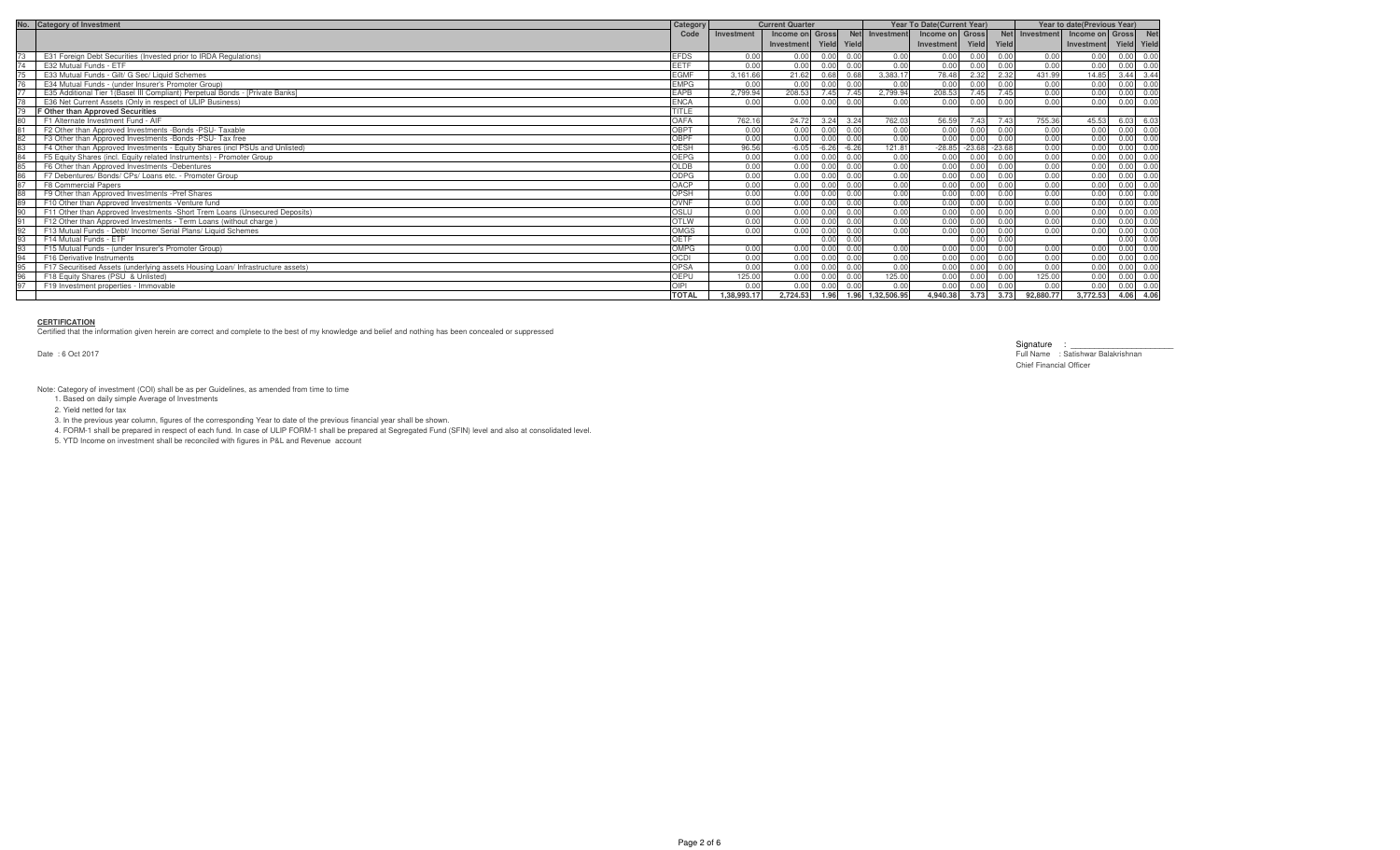| No. | Category of Investment | Category Code | Current Quarter | | | | Year To Date(Current Year) | | | | Year to date(Previous Year) | | | |
|---|---|---|---|---|---|---|---|---|---|---|---|---|---|---|
| | | | Investment | Income on Investment | Gross Yield | Net Yield | Investment | Income on Investment | Gross Yield | Net Yield | Investment | Income on Investment | Gross Yield | Net Yield |
| 73 | E31 Foreign Debt Securities (Invested prior to IRDA Regulations) | EFDS | 0.00 | 0.00 | 0.00 | 0.00 | 0.00 | 0.00 | 0.00 | 0.00 | 0.00 | 0.00 | 0.00 | 0.00 |
| 74 | E32 Mutual Funds - ETF | EETF | 0.00 | 0.00 | 0.00 | 0.00 | 0.00 | 0.00 | 0.00 | 0.00 | 0.00 | 0.00 | 0.00 | 0.00 |
| 75 | E33 Mutual Funds - Gilt/ G Sec/ Liquid Schemes | EGMF | 3,161.66 | 21.62 | 0.68 | 0.68 | 3,383.17 | 78.48 | 2.32 | 2.32 | 431.99 | 14.85 | 3.44 | 3.44 |
| 76 | E34 Mutual Funds - (under Insurer's Promoter Group) | EMPG | 0.00 | 0.00 | 0.00 | 0.00 | 0.00 | 0.00 | 0.00 | 0.00 | 0.00 | 0.00 | 0.00 | 0.00 |
| 77 | E35 Additional Tier 1(Basel III Compliant) Perpetual Bonds - [Private Banks] | EAPB | 2,799.94 | 208.53 | 7.45 | 7.45 | 2,799.94 | 208.53 | 7.45 | 7.45 | 0.00 | 0.00 | 0.00 | 0.00 |
| 78 | E36 Net Current Assets (Only in respect of ULIP Business) | ENCA | 0.00 | 0.00 | 0.00 | 0.00 | 0.00 | 0.00 | 0.00 | 0.00 | 0.00 | 0.00 | 0.00 | 0.00 |
| 79 | **F Other than Approved Securities** | TITLE | | | | | | | | | | | | |
| 80 | F1 Alternate Investment Fund - AIF | OAFA | 762.16 | 24.72 | 3.24 | 3.24 | 762.03 | 56.59 | 7.43 | 7.43 | 755.36 | 45.53 | 6.03 | 6.03 |
| 81 | F2 Other than Approved Investments -Bonds -PSU- Taxable | OBPT | 0.00 | 0.00 | 0.00 | 0.00 | 0.00 | 0.00 | 0.00 | 0.00 | 0.00 | 0.00 | 0.00 | 0.00 |
| 82 | F3 Other than Approved Investments -Bonds -PSU- Tax free | OBPF | 0.00 | 0.00 | 0.00 | 0.00 | 0.00 | 0.00 | 0.00 | 0.00 | 0.00 | 0.00 | 0.00 | 0.00 |
| 83 | F4 Other than Approved Investments - Equity Shares (incl PSUs and Unlisted) | OESH | 96.56 | -6.05 | -6.26 | -6.26 | 121.81 | -28.85 | -23.68 | -23.68 | 0.00 | 0.00 | 0.00 | 0.00 |
| 84 | F5 Equity Shares (incl. Equity related Instruments) - Promoter Group | OEPG | 0.00 | 0.00 | 0.00 | 0.00 | 0.00 | 0.00 | 0.00 | 0.00 | 0.00 | 0.00 | 0.00 | 0.00 |
| 85 | F6 Other than Approved Investments -Debentures | OLDB | 0.00 | 0.00 | 0.00 | 0.00 | 0.00 | 0.00 | 0.00 | 0.00 | 0.00 | 0.00 | 0.00 | 0.00 |
| 86 | F7 Debentures/ Bonds/ CPs/ Loans etc. - Promoter Group | ODPG | 0.00 | 0.00 | 0.00 | 0.00 | 0.00 | 0.00 | 0.00 | 0.00 | 0.00 | 0.00 | 0.00 | 0.00 |
| 87 | F8 Commercial Papers | OACP | 0.00 | 0.00 | 0.00 | 0.00 | 0.00 | 0.00 | 0.00 | 0.00 | 0.00 | 0.00 | 0.00 | 0.00 |
| 88 | F9 Other than Approved Investments -Pref Shares | OPSH | 0.00 | 0.00 | 0.00 | 0.00 | 0.00 | 0.00 | 0.00 | 0.00 | 0.00 | 0.00 | 0.00 | 0.00 |
| 89 | F10 Other than Approved Investments -Venture fund | OVNF | 0.00 | 0.00 | 0.00 | 0.00 | 0.00 | 0.00 | 0.00 | 0.00 | 0.00 | 0.00 | 0.00 | 0.00 |
| 90 | F11 Other than Approved Investments -Short Trem Loans (Unsecured Deposits) | OSLU | 0.00 | 0.00 | 0.00 | 0.00 | 0.00 | 0.00 | 0.00 | 0.00 | 0.00 | 0.00 | 0.00 | 0.00 |
| 91 | F12 Other than Approved Investments - Term Loans (without charge ) | OTLW | 0.00 | 0.00 | 0.00 | 0.00 | 0.00 | 0.00 | 0.00 | 0.00 | 0.00 | 0.00 | 0.00 | 0.00 |
| 92 | F13 Mutual Funds - Debt/ Income/ Serial Plans/ Liquid Schemes | OMGS | 0.00 | 0.00 | 0.00 | 0.00 | 0.00 | 0.00 | 0.00 | 0.00 | 0.00 | 0.00 | 0.00 | 0.00 |
| 93 | F14 Mutual Funds - ETF | OETF | | | 0.00 | 0.00 | | | 0.00 | 0.00 | | | 0.00 | 0.00 |
| 93 | F15 Mutual Funds - (under Insurer's Promoter Group) | OMPG | 0.00 | 0.00 | 0.00 | 0.00 | 0.00 | 0.00 | 0.00 | 0.00 | 0.00 | 0.00 | 0.00 | 0.00 |
| 94 | F16 Derivative Instruments | OCDI | 0.00 | 0.00 | 0.00 | 0.00 | 0.00 | 0.00 | 0.00 | 0.00 | 0.00 | 0.00 | 0.00 | 0.00 |
| 95 | F17 Securitised Assets (underlying assets Housing Loan/ Infrastructure assets) | OPSA | 0.00 | 0.00 | 0.00 | 0.00 | 0.00 | 0.00 | 0.00 | 0.00 | 0.00 | 0.00 | 0.00 | 0.00 |
| 96 | F18 Equity Shares (PSU & Unlisted) | OEPU | 125.00 | 0.00 | 0.00 | 0.00 | 125.00 | 0.00 | 0.00 | 0.00 | 125.00 | 0.00 | 0.00 | 0.00 |
| 97 | F19 Investment properties - Immovable | OIPI | 0.00 | 0.00 | 0.00 | 0.00 | 0.00 | 0.00 | 0.00 | 0.00 | 0.00 | 0.00 | 0.00 | 0.00 |
| | | **TOTAL** | **1,38,993.17** | **2,724.53** | **1.96** | **1.96** | **1,32,506.95** | **4,940.38** | **3.73** | **3.73** | **92,880.77** | **3,772.53** | **4.06** | **4.06** |

**CERTIFICATION**

Certified that the information given herein are correct and complete to the best of my knowledge and belief and nothing has been concealed or suppressed

Date : 6 Oct 2017

Signature : \_\_\_\_\_\_\_\_\_\_\_\_\_\_\_\_\_\_\_\_\_\_

Full Name : Satishwar Balakrishnan

Chief Financial Officer

Note: Category of investment (COI) shall be as per Guidelines, as amended from time to time

1. Based on daily simple Average of Investments
2. Yield netted for tax
3. In the previous year column, figures of the corresponding Year to date of the previous financial year shall be shown.
4. FORM-1 shall be prepared in respect of each fund. In case of ULIP FORM-1 shall be prepared at Segregated Fund (SFIN) level and also at consolidated level.
5. YTD Income on investment shall be reconciled with figures in P&L and Revenue account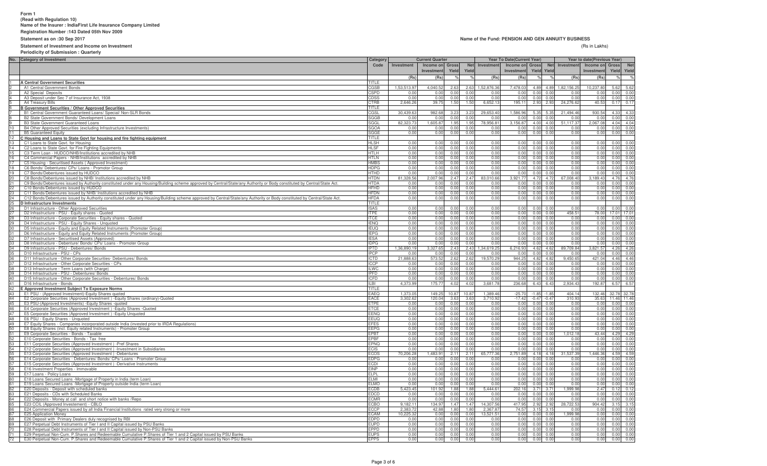**Form 1**
**(Read with Regulation 10)**
**Name of the Insurer : IndiaFirst Life Insurance Company Limited**
**Registration Number :143 Dated 05th Nov 2009**
**Statement as on :30 Sep 2017**
**Statement of Investment and Income on Investment**
**Periodicity of Submission : Quarterly**

**Name of the Fund: PENSION AND GEN ANNUITY BUSINESS**

(Rs in Lakhs)

| No. | Category of Investment | Category Code | Current Quarter | | | | Year To Date(Current Year) | | | | Year to date(Previous Year) | | | |
|---|---|---|---|---|---|---|---|---|---|---|---|---|---|---|
| | | | Investment | Income on Investment | Gross Yield | Net Yield | Investment | Income on Investment | Gross Yield | Net Yield | Investment | Income on Investment | Gross Yield | Net Yield |
| | | | (Rs) | (Rs) | % | % | (Rs) | (Rs) | % | % | (Rs) | (Rs) | % | % |
| 1 | **A Central Government Securities** | TITLE | | | | | | | | | | | | |
| 2 | A1 Central Government Bonds | CGSB | 1,53,513.97 | 4,040.52 | 2.63 | 2.63 | 1,52,876.36 | 7,478.03 | 4.89 | 4.89 | 1,82,156.25 | 10,237.80 | 5.62 | 5.62 |
| 3 | A2 Special Deposits | CSPD | 0.00 | 0.00 | 0.00 | 0.00 | 0.00 | 0.00 | 0.00 | 0.00 | 0.00 | 0.00 | 0.00 | 0.00 |
| 4 | A3 Deposit under Sec 7 of Insurance Act, 1938 | CDSS | 0.00 | 0.00 | 0.00 | 0.00 | 0.00 | 0.00 | 0.00 | 0.00 | 0.00 | 0.00 | 0.00 | 0.00 |
| 5 | A4 Treasury Bills | CTRB | 2,646.26 | 39.75 | 1.50 | 1.50 | 6,652.13 | 195.11 | 2.93 | 2.93 | 24,276.62 | 40.53 | 0.17 | 0.17 |
| 6 | **B Government Securities / Other Approved Securities** | TITLE | | | | | | | | | | | | |
| 7 | B1 Central Government Guaranteed Loans/ Special/ Non-SLR Bonds | CGSL | 30,439.63 | 982.68 | 3.23 | 3.23 | 29,653.40 | 1,586.96 | 5.35 | 5.35 | 21,494.46 | 930.54 | 4.33 | 4.33 |
| 8 | B2 State Government Bonds/ Development Loans | SGGB | 0.00 | 0.00 | 0.00 | 0.00 | 0.00 | 0.00 | 0.00 | 0.00 | 0.00 | 0.00 | 0.00 | 0.00 |
| 9 | B3 State Government Guaranteed Loans | SGGL | 82,323.73 | 1,605.87 | 1.95 | 1.95 | 78,956.81 | 3,156.87 | 4.00 | 4.00 | 51,117.37 | 2,067.08 | 4.04 | 4.04 |
| 10 | B4 Other Approved Securities (excluding Infrastructure Investments) | SGOA | 0.00 | 0.00 | 0.00 | 0.00 | 0.00 | 0.00 | 0.00 | 0.00 | 0.00 | 0.00 | 0.00 | 0.00 |
| 11 | B5 Guaranteed Equity | SGGE | 0.00 | 0.00 | 0.00 | 0.00 | 0.00 | 0.00 | 0.00 | 0.00 | 0.00 | 0.00 | 0.00 | 0.00 |
| 12 | **C Housing and Loans to State Govt for housing and fire fighting equipment** | TITLE | | | | | | | | | | | | |
| 13 | C1 Loans to State Govt. for Housing | HLSH | 0.00 | 0.00 | 0.00 | 0.00 | 0.00 | 0.00 | 0.00 | 0.00 | 0.00 | 0.00 | 0.00 | 0.00 |
| 14 | C2 Loans to State Govt. for Fire Fighting Equipments | HLSF | 0.00 | 0.00 | 0.00 | 0.00 | 0.00 | 0.00 | 0.00 | 0.00 | 0.00 | 0.00 | 0.00 | 0.00 |
| 15 | C3 Term Loan - HUDCO/NHB/Institutions accredited by NHB | HTLH | 0.00 | 0.00 | 0.00 | 0.00 | 0.00 | 0.00 | 0.00 | 0.00 | 0.00 | 0.00 | 0.00 | 0.00 |
| 16 | C4 Commercial Papers - NHB/Institutions accredited by NHB | HTLN | 0.00 | 0.00 | 0.00 | 0.00 | 0.00 | 0.00 | 0.00 | 0.00 | 0.00 | 0.00 | 0.00 | 0.00 |
| 17 | C5 Housing - Securitised Assets ( Approved Investment) | HMBS | 0.00 | 0.00 | 0.00 | 0.00 | 0.00 | 0.00 | 0.00 | 0.00 | 0.00 | 0.00 | 0.00 | 0.00 |
| 18 | C6 Bonds/ Debentures/ CPs/ Loans - Promotor Group | HDPG | 0.00 | 0.00 | 0.00 | 0.00 | 0.00 | 0.00 | 0.00 | 0.00 | 0.00 | 0.00 | 0.00 | 0.00 |
| 19 | C7 Bonds/Debentures issued by HUDCO | HTHD | 0.00 | 0.00 | 0.00 | 0.00 | 0.00 | 0.00 | 0.00 | 0.00 | 0.00 | 0.00 | 0.00 | 0.00 |
| 20 | C8 Bonds/Debentures issued by NHB/ Institutions accredited by NHB | HTDN | 81,328.56 | 2,007.96 | 2.47 | 2.47 | 83,010.66 | 3,921.77 | 4.72 | 4.72 | 67,008.40 | 3,189.43 | 4.76 | 4.76 |
| 21 | C9 Bonds/Debentures issued by Authority constituted under any Housing/Building scheme approved by Central/State/any Authority or Body constituted by Central/State Act. | HTDA | 0.00 | 0.00 | 0.00 | 0.00 | 0.00 | 0.00 | 0.00 | 0.00 | 0.00 | 0.00 | 0.00 | 0.00 |
| 22 | C10 Bonds/Debentures issued by HUDCO | HFHD | 0.00 | 0.00 | 0.00 | 0.00 | 0.00 | 0.00 | 0.00 | 0.00 | 0.00 | 0.00 | 0.00 | 0.00 |
| 23 | C11 Bonds/Debentures issued by NHB/ Institutions accredited by NHB | HFDN | 0.00 | 0.00 | 0.00 | 0.00 | 0.00 | 0.00 | 0.00 | 0.00 | 0.00 | 0.00 | 0.00 | 0.00 |
| 24 | C12 Bonds/Debentures issued by Authority constituted under any Housing/Building scheme approved by Central/State/any Authority or Body constituted by Central/State Act. | HFDA | 0.00 | 0.00 | 0.00 | 0.00 | 0.00 | 0.00 | 0.00 | 0.00 | 0.00 | 0.00 | 0.00 | 0.00 |
| 25 | **D Infrastructure Investments** | TITLE | | | | | | | | | | | | |
| 26 | D1 Infrastructure - Other Approved Securities | ISAS | 0.00 | 0.00 | 0.00 | 0.00 | 0.00 | 0.00 | 0.00 | 0.00 | 0.00 | 0.00 | 0.00 | 0.00 |
| 27 | D2 Infrastructure - PSU - Equity shares - Quoted | ITPE | 0.00 | 0.00 | 0.00 | 0.00 | 0.00 | 0.00 | 0.00 | 0.00 | 458.51 | 78.00 | 17.01 | 17.01 |
| 28 | D3 Infrastructure - Corporate Securities - Equity shares - Quoted | ITCE | 0.00 | 0.00 | 0.00 | 0.00 | 0.00 | 0.00 | 0.00 | 0.00 | 0.00 | 0.00 | 0.00 | 0.00 |
| 29 | D4 Infrastructure - PSU - Equity Shares - Unquoted | IENQ | 0.00 | 0.00 | 0.00 | 0.00 | 0.00 | 0.00 | 0.00 | 0.00 | 0.00 | 0.00 | 0.00 | 0.00 |
| 30 | D5 Infrastructure - Equity and Equity Related Instruments (Promoter Group) | IEUQ | 0.00 | 0.00 | 0.00 | 0.00 | 0.00 | 0.00 | 0.00 | 0.00 | 0.00 | 0.00 | 0.00 | 0.00 |
| 31 | D6 Infrastructure - Equity and Equity Related Instruments (Promoter Group) | IEPG | 0.00 | 0.00 | 0.00 | 0.00 | 0.00 | 0.00 | 0.00 | 0.00 | 0.00 | 0.00 | 0.00 | 0.00 |
| 32 | D7 Infrastructure - Securitised Assets (Approved) | IESA | 0.00 | 0.00 | 0.00 | 0.00 | 0.00 | 0.00 | 0.00 | 0.00 | 0.00 | 0.00 | 0.00 | 0.00 |
| 33 | D8 Infrastructure - Debenture/ Bonds/ CPs/ Loans - Promoter Group | IDPG | 0.00 | 0.00 | 0.00 | 0.00 | 0.00 | 0.00 | 0.00 | 0.00 | 0.00 | 0.00 | 0.00 | 0.00 |
| 34 | D9 Infrastructure - PSU - Debentures/ Bonds | IPTD | 1,36,890.19 | 3,327.65 | 2.43 | 2.43 | 1,34,619.25 | 6,216.93 | 4.62 | 4.62 | 89,709.84 | 3,821.57 | 4.26 | 4.26 |
| 35 | D10 Infrastructure - PSU - CPs | IPCP | 0.00 | 0.00 | 0.00 | 0.00 | 0.00 | 0.00 | 0.00 | 0.00 | 0.00 | 0.00 | 0.00 | 0.00 |
| 36 | D11 Infrastructure - Other Corporate Securities- Debentures/ Bonds | ICTD | 21,888.63 | 573.52 | 2.62 | 2.62 | 19,570.29 | 944.25 | 4.82 | 4.82 | 9,450.65 | 421.04 | 4.46 | 4.46 |
| 37 | D12 Infrastructure - Other Corporate Securities - CPs | ICCP | 0.00 | 0.00 | 0.00 | 0.00 | 0.00 | 0.00 | 0.00 | 0.00 | 0.00 | 0.00 | 0.00 | 0.00 |
| 38 | D13 Infrastructure - Term Loans (with Charge) | ILWC | 0.00 | 0.00 | 0.00 | 0.00 | 0.00 | 0.00 | 0.00 | 0.00 | 0.00 | 0.00 | 0.00 | 0.00 |
| 39 | D14 Infrastructure - PSU - Debentures/ Bonds | IPFD | 0.00 | 0.00 | 0.00 | 0.00 | 0.00 | 0.00 | 0.00 | 0.00 | 0.00 | 0.00 | 0.00 | 0.00 |
| 40 | D15 Infrastructure - Other Corporate Securities - Debentures/ Bonds | ICFD | 0.00 | 0.00 | 0.00 | 0.00 | 0.00 | 0.00 | 0.00 | 0.00 | 0.00 | 0.00 | 0.00 | 0.00 |
| 41 | D16 Infrastructure - Bonds | ILBI | 4,373.99 | 175.77 | 4.02 | 4.02 | 3,681.78 | 236.68 | 6.43 | 6.43 | 2,934.43 | 192.87 | 6.57 | 6.57 |
| 42 | **E Approved Investment Subject To Exposure Norms** | TITLE | | | | | | | | | | | | |
| 43 | E1 PSU - (Approved Investment)-Equity Shares quoted | EAEQ | 1,373.05 | 149.25 | 10.87 | 10.87 | 1,389.46 | -25.70 | -1.85 | -1.85 | 404.14 | 132.46 | 32.78 | 32.78 |
| 44 | E2 Corporate Securities (Approved Investment ) -Equity Shares (ordinary)-Quoted | EACE | 3,302.62 | 120.04 | 3.63 | 3.63 | 3,710.92 | -17.42 | -0.47 | -0.47 | 310.93 | 35.63 | 11.46 | 11.46 |
| 45 | E3 PSU-(Approved Investments) -Equity Shares -quoted | ETPE | 0.00 | 0.00 | 0.00 | 0.00 | 0.00 | 0.00 | 0.00 | 0.00 | 0.00 | 0.00 | 0.00 | 0.00 |
| 46 | E4 Corporate Securities (Approved Investment ) -Equity Shares -Quoted | ETCE | 0.00 | 0.00 | 0.00 | 0.00 | 0.00 | 0.00 | 0.00 | 0.00 | 0.00 | 0.00 | 0.00 | 0.00 |
| 47 | E5 Corporate Securities (Approved Investment ) -Equity Unquoted | EENQ | 0.00 | 0.00 | 0.00 | 0.00 | 0.00 | 0.00 | 0.00 | 0.00 | 0.00 | 0.00 | 0.00 | 0.00 |
| 48 | E6 PSU - Equity Shares - Unquoted | EEUQ | 0.00 | 0.00 | 0.00 | 0.00 | 0.00 | 0.00 | 0.00 | 0.00 | 0.00 | 0.00 | 0.00 | 0.00 |
| 49 | E7 Equity Shares - Companies incorporated outside India (invested prior to IRDA Regulations) | EFES | 0.00 | 0.00 | 0.00 | 0.00 | 0.00 | 0.00 | 0.00 | 0.00 | 0.00 | 0.00 | 0.00 | 0.00 |
| 50 | E8 Equity Shares (incl. Equity related Instruments) - Promoter Group | EEPG | 0.00 | 0.00 | 0.00 | 0.00 | 0.00 | 0.00 | 0.00 | 0.00 | 0.00 | 0.00 | 0.00 | 0.00 |
| 51 | E9 Corporate Securities - Bonds - Taxable | EPBT | 0.00 | 0.00 | 0.00 | 0.00 | 0.00 | 0.00 | 0.00 | 0.00 | 1,012.18 | 43.44 | 4.29 | 4.29 |
| 52 | E10 Corporate Securities - Bonds - Tax free | EPBF | 0.00 | 0.00 | 0.00 | 0.00 | 0.00 | 0.00 | 0.00 | 0.00 | 0.00 | 0.00 | 0.00 | 0.00 |
| 53 | E11 Corporate Securities (Approved Investment ) -Pref Shares | EPNQ | 0.00 | 0.00 | 0.00 | 0.00 | 0.00 | 0.00 | 0.00 | 0.00 | 0.00 | 0.00 | 0.00 | 0.00 |
| 54 | E12 Corporate Securities (Approved Investment ) -Investment in Subsidiaries | ECIS | 0.00 | 0.00 | 0.00 | 0.00 | 0.00 | 0.00 | 0.00 | 0.00 | 0.00 | 0.00 | 0.00 | 0.00 |
| 55 | E13 Corporate Securities (Approved Investment ) -Debentures | ECOS | 70,206.28 | 1,483.91 | 2.11 | 2.11 | 65,777.36 | 2,751.89 | 4.18 | 4.18 | 31,537.39 | 1,446.36 | 4.59 | 4.59 |
| 56 | E14 Corporate Securities - Debentures/ Bonds/ CPs/ Loans - Promoter Group | EDPG | 0.00 | 0.00 | 0.00 | 0.00 | 0.00 | 0.00 | 0.00 | 0.00 | 0.00 | 0.00 | 0.00 | 0.00 |
| 57 | E15 Corporate Securities (Approved Investment ) -Derivative Instruments | ECDI | 0.00 | 0.00 | 0.00 | 0.00 | 0.00 | 0.00 | 0.00 | 0.00 | 0.00 | 0.00 | 0.00 | 0.00 |
| 58 | E16 Investment Properties - Immovable | EINP | 0.00 | 0.00 | 0.00 | 0.00 | 0.00 | 0.00 | 0.00 | 0.00 | 0.00 | 0.00 | 0.00 | 0.00 |
| 59 | E17 Loans - Policy Loans | ELPL | 0.00 | 0.00 | 0.00 | 0.00 | 0.00 | 0.00 | 0.00 | 0.00 | 0.00 | 0.00 | 0.00 | 0.00 |
| 60 | E18 Loans Secured Loans -Mortgage of Property in India (term Loan) | ELMI | 0.00 | 0.00 | 0.00 | 0.00 | 0.00 | 0.00 | 0.00 | 0.00 | 0.00 | 0.00 | 0.00 | 0.00 |
| 61 | E19 Loans Secured Loans -Mortgage of Property outside India (term Loan) | ELMO | 0.00 | 0.00 | 0.00 | 0.00 | 0.00 | 0.00 | 0.00 | 0.00 | 0.00 | 0.00 | 0.00 | 0.00 |
| 62 | E20 Deposits - Deposit with scheduled banks | ECDB | 5,423.45 | 101.92 | 1.88 | 1.88 | 5,444.61 | 202.16 | 3.71 | 3.71 | 1,999.98 | 2.47 | 0.12 | 0.12 |
| 63 | E21 Deposits - CDs with Scheduled Banks | EDCD | 0.00 | 0.00 | 0.00 | 0.00 | 0.00 | 0.00 | 0.00 | 0.00 | 0.00 | 0.00 | 0.00 | 0.00 |
| 64 | E22 Deposits - Money at call and short notice with banks /Repo | ECMR | 0.00 | 0.00 | 0.00 | 0.00 | 0.00 | 0.00 | 0.00 | 0.00 | 0.00 | 0.00 | 0.00 | 0.00 |
| 65 | E23 CCIL (Approved Investement) - CBLO | ECBO | 9,182.11 | 134.97 | 1.47 | 1.47 | 14,307.56 | 417.95 | 2.92 | 2.92 | 28,722.53 | 904.42 | 3.15 | 3.15 |
| 66 | E24 Commercial Papers issued by all India Financial Institutions rated very strong or more | ECCP | 2,383.72 | 42.88 | 1.80 | 1.80 | 2,367.87 | 74.57 | 3.15 | 3.15 | 0.00 | 0.00 | 0.00 | 0.00 |
| 67 | E25 Application Money | ECAM | 10,225.32 | 0.00 | 0.00 | 0.00 | 13,521.51 | 0.00 | 0.00 | 0.00 | 1,999.98 | 0.00 | 0.00 | 0.00 |
| 68 | E26 Deposit with Primary Dealers duly recognised by RBI | EDPD | 0.00 | 0.00 | 0.00 | 0.00 | 0.00 | 0.00 | 0.00 | 0.00 | 0.00 | 0.00 | 0.00 | 0.00 |
| 69 | E27 Perpetual Debt Instruments of Tier I and II Capital issued by PSU Banks | EUPD | 0.00 | 0.00 | 0.00 | 0.00 | 0.00 | 0.00 | 0.00 | 0.00 | 0.00 | 0.00 | 0.00 | 0.00 |
| 70 | E28 Perpetual Debt Instruments of Tier I and II Capital issued by Non-PSU Banks | EPPD | 0.00 | 0.00 | 0.00 | 0.00 | 0.00 | 0.00 | 0.00 | 0.00 | 0.00 | 0.00 | 0.00 | 0.00 |
| 71 | E29 Perpetual Non-Cum. P.Shares and Redeemable Cumulative P.Shares of Tier 1 and 2 Capital issued by PSU Banks | EUPS | 0.00 | 0.00 | 0.00 | 0.00 | 0.00 | 0.00 | 0.00 | 0.00 | 0.00 | 0.00 | 0.00 | 0.00 |
| 72 | E30 Perpetual Non-Cum. P.Shares and Redeemable Cumulative P.Shares of Tier 1 and 2 Capital issued by Non-PSU Banks | EPPS | 0.00 | 0.00 | 0.00 | 0.00 | 0.00 | 0.00 | 0.00 | 0.00 | 0.00 | 0.00 | 0.00 | 0.00 |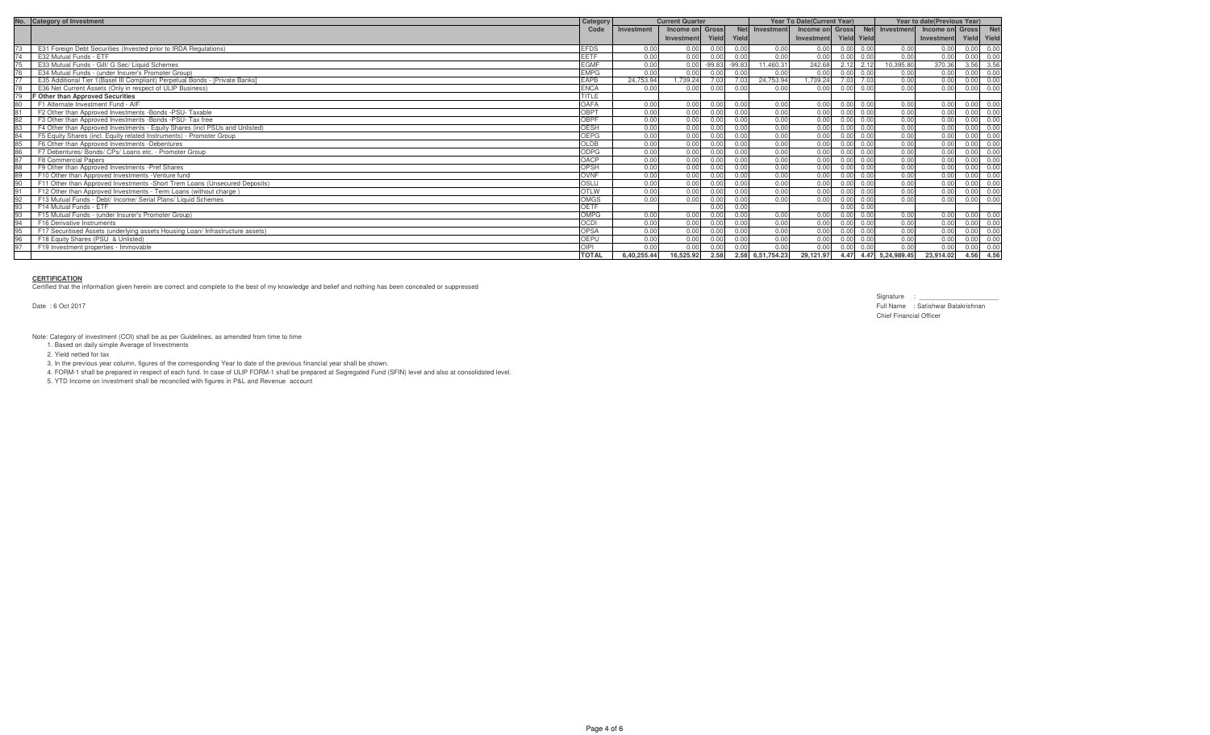| No. | Category of Investment | Category Code | Current Quarter | | | | Year To Date(Current Year) | | | | Year to date(Previous Year) | | | |
|---|---|---|---|---|---|---|---|---|---|---|---|---|---|---|
| | | | Investment | Income on Investment | Gross Yield | Net Yield | Investment | Income on Investment | Gross Yield | Net Yield | Investment | Income on Investment | Gross Yield | Net Yield |
| 73 | E31 Foreign Debt Securities (Invested prior to IRDA Regulations) | EFDS | 0.00 | 0.00 | 0.00 | 0.00 | 0.00 | 0.00 | 0.00 | 0.00 | 0.00 | 0.00 | 0.00 | 0.00 |
| 74 | E32 Mutual Funds - ETF | EETF | 0.00 | 0.00 | 0.00 | 0.00 | 0.00 | 0.00 | 0.00 | 0.00 | 0.00 | 0.00 | 0.00 | 0.00 |
| 75 | E33 Mutual Funds - Gilt/ G Sec/ Liquid Schemes | EGMF | 0.00 | 0.00 | -99.83 | -99.83 | 11,460.31 | 242.68 | 2.12 | 2.12 | 10,395.80 | 370.36 | 3.56 | 3.56 |
| 76 | E34 Mutual Funds - (under Insurer's Promoter Group) | EMPG | 0.00 | 0.00 | 0.00 | 0.00 | 0.00 | 0.00 | 0.00 | 0.00 | 0.00 | 0.00 | 0.00 | 0.00 |
| 77 | E35 Additional Tier 1(Basel III Compliant) Perpetual Bonds - [Private Banks] | EAPB | 24,753.94 | 1,739.24 | 7.03 | 7.03 | 24,753.94 | 1,739.24 | 7.03 | 7.03 | 0.00 | 0.00 | 0.00 | 0.00 |
| 78 | E36 Net Current Assets (Only in respect of ULIP Business) | ENCA | 0.00 | 0.00 | 0.00 | 0.00 | 0.00 | 0.00 | 0.00 | 0.00 | 0.00 | 0.00 | 0.00 | 0.00 |
| 79 | **F Other than Approved Securities** | TITLE | | | | | | | | | | | | |
| 80 | F1 Alternate Investment Fund - AIF | OAFA | 0.00 | 0.00 | 0.00 | 0.00 | 0.00 | 0.00 | 0.00 | 0.00 | 0.00 | 0.00 | 0.00 | 0.00 |
| 81 | F2 Other than Approved Investments -Bonds -PSU- Taxable | OBPT | 0.00 | 0.00 | 0.00 | 0.00 | 0.00 | 0.00 | 0.00 | 0.00 | 0.00 | 0.00 | 0.00 | 0.00 |
| 82 | F3 Other than Approved Investments -Bonds -PSU- Tax free | OBPF | 0.00 | 0.00 | 0.00 | 0.00 | 0.00 | 0.00 | 0.00 | 0.00 | 0.00 | 0.00 | 0.00 | 0.00 |
| 83 | F4 Other than Approved Investments - Equity Shares (incl PSUs and Unlisted) | OESH | 0.00 | 0.00 | 0.00 | 0.00 | 0.00 | 0.00 | 0.00 | 0.00 | 0.00 | 0.00 | 0.00 | 0.00 |
| 84 | F5 Equity Shares (incl. Equity related Instruments) - Promoter Group | OEPG | 0.00 | 0.00 | 0.00 | 0.00 | 0.00 | 0.00 | 0.00 | 0.00 | 0.00 | 0.00 | 0.00 | 0.00 |
| 85 | F6 Other than Approved Investments -Debentures | OLDB | 0.00 | 0.00 | 0.00 | 0.00 | 0.00 | 0.00 | 0.00 | 0.00 | 0.00 | 0.00 | 0.00 | 0.00 |
| 86 | F7 Debentures/ Bonds/ CPs/ Loans etc. - Promoter Group | ODPG | 0.00 | 0.00 | 0.00 | 0.00 | 0.00 | 0.00 | 0.00 | 0.00 | 0.00 | 0.00 | 0.00 | 0.00 |
| 87 | F8 Commercial Papers | OACP | 0.00 | 0.00 | 0.00 | 0.00 | 0.00 | 0.00 | 0.00 | 0.00 | 0.00 | 0.00 | 0.00 | 0.00 |
| 88 | F9 Other than Approved Investments -Pref Shares | OPSH | 0.00 | 0.00 | 0.00 | 0.00 | 0.00 | 0.00 | 0.00 | 0.00 | 0.00 | 0.00 | 0.00 | 0.00 |
| 89 | F10 Other than Approved Investments -Venture fund | OVNF | 0.00 | 0.00 | 0.00 | 0.00 | 0.00 | 0.00 | 0.00 | 0.00 | 0.00 | 0.00 | 0.00 | 0.00 |
| 90 | F11 Other than Approved Investments -Short Trem Loans (Unsecured Deposits) | OSLU | 0.00 | 0.00 | 0.00 | 0.00 | 0.00 | 0.00 | 0.00 | 0.00 | 0.00 | 0.00 | 0.00 | 0.00 |
| 91 | F12 Other than Approved Investments - Term Loans (without charge ) | OTLW | 0.00 | 0.00 | 0.00 | 0.00 | 0.00 | 0.00 | 0.00 | 0.00 | 0.00 | 0.00 | 0.00 | 0.00 |
| 92 | F13 Mutual Funds - Debt/ Income/ Serial Plans/ Liquid Schemes | OMGS | 0.00 | 0.00 | 0.00 | 0.00 | 0.00 | 0.00 | 0.00 | 0.00 | 0.00 | 0.00 | 0.00 | 0.00 |
| 93 | F14 Mutual Funds - ETF | OETF | | | 0.00 | 0.00 | | | 0.00 | 0.00 | | | | |
| 93 | F15 Mutual Funds - (under Insurer's Promoter Group) | OMPG | 0.00 | 0.00 | 0.00 | 0.00 | 0.00 | 0.00 | 0.00 | 0.00 | 0.00 | 0.00 | 0.00 | 0.00 |
| 94 | F16 Derivative Instruments | OCDI | 0.00 | 0.00 | 0.00 | 0.00 | 0.00 | 0.00 | 0.00 | 0.00 | 0.00 | 0.00 | 0.00 | 0.00 |
| 95 | F17 Securitised Assets (underlying assets Housing Loan/ Infrastructure assets) | OPSA | 0.00 | 0.00 | 0.00 | 0.00 | 0.00 | 0.00 | 0.00 | 0.00 | 0.00 | 0.00 | 0.00 | 0.00 |
| 96 | F18 Equity Shares (PSU & Unlisted) | OEPU | 0.00 | 0.00 | 0.00 | 0.00 | 0.00 | 0.00 | 0.00 | 0.00 | 0.00 | 0.00 | 0.00 | 0.00 |
| 97 | F19 Investment properties - Immovable | OIPI | 0.00 | 0.00 | 0.00 | 0.00 | 0.00 | 0.00 | 0.00 | 0.00 | 0.00 | 0.00 | 0.00 | 0.00 |
| | | **TOTAL** | **6,40,255.44** | **16,525.92** | **2.58** | **2.58** | **6,51,754.23** | **29,121.97** | **4.47** | **4.47** | **5,24,989.45** | **23,914.02** | **4.56** | **4.56** |

**CERTIFICATION**

Certified that the information given herein are correct and complete to the best of my knowledge and belief and nothing has been concealed or suppressed

Date : 6 Oct 2017

Signature : ____________________

Full Name : Satishwar Balakrishnan

Chief Financial Officer

Note: Category of investment (COI) shall be as per Guidelines, as amended from time to time

1. Based on daily simple Average of Investments
2. Yield netted for tax
3. In the previous year column, figures of the corresponding Year to date of the previous financial year shall be shown.
4. FORM-1 shall be prepared in respect of each fund. In case of ULIP FORM-1 shall be prepared at Segregated Fund (SFIN) level and also at consolidated level.
5. YTD Income on investment shall be reconciled with figures in P&L and Revenue account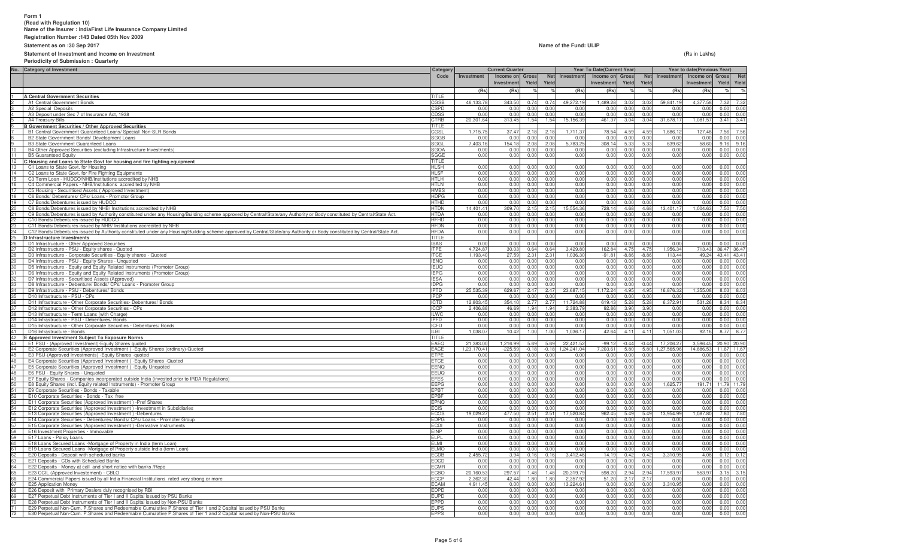**Form 1**
**(Read with Regulation 10)**
**Name of the Insurer : IndiaFirst Life Insurance Company Limited**
**Registration Number :143 Dated 05th Nov 2009**
**Statement as on :30 Sep 2017**
**Statement of Investment and Income on Investment**
**Periodicity of Submission : Quarterly**

**Name of the Fund: ULIP**

(Rs in Lakhs)

| No. | Category of Investment | Category Code | Current Quarter | | | | Year To Date(Current Year) | | | | Year to date(Previous Year) | | | |
|---|---|---|---|---|---|---|---|---|---|---|---|---|---|---|
| | | | Investment | Income on Investment | Gross Yield | Net Yield | Investment | Income on Investment | Gross Yield | Net Yield | Investment | Income on Investment | Gross Yield | Net Yield |
| | | | (Rs) | (Rs) | % | % | (Rs) | (Rs) | % | % | (Rs) | (Rs) | % | % |
| 1 | **A Central Government Securities** | TITLE | | | | | | | | | | | | |
| 2 | A1 Central Government Bonds | CGSB | 46,133.78 | 343.50 | 0.74 | 0.74 | 49,272.19 | 1,489.28 | 3.02 | 3.02 | 59,841.19 | 4,377.58 | 7.32 | 7.32 |
| 3 | A2 Special Deposits | CSPD | 0.00 | 0.00 | 0.00 | 0.00 | 0.00 | 0.00 | 0.00 | 0.00 | 0.00 | 0.00 | 0.00 | 0.00 |
| 4 | A3 Deposit under Sec 7 of Insurance Act, 1938 | CDSS | 0.00 | 0.00 | 0.00 | 0.00 | 0.00 | 0.00 | 0.00 | 0.00 | 0.00 | 0.00 | 0.00 | 0.00 |
| 5 | A4 Treasury Bills | CTRB | 20,301.64 | 313.45 | 1.54 | 1.54 | 15,156.39 | 461.37 | 3.04 | 3.04 | 31,678.17 | 1,081.57 | 3.41 | 3.41 |
| 6 | **B Government Securities / Other Approved Securities** | TITLE | | | | | | | | | | | | |
| 7 | B1 Central Government Guaranteed Loans/ Special/ Non-SLR Bonds | CGSL | 1,715.75 | 37.47 | 2.18 | 2.18 | 1,711.37 | 78.54 | 4.59 | 4.59 | 1,686.12 | 127.48 | 7.56 | 7.56 |
| 8 | B2 State Government Bonds/ Development Loans | SGGB | 0.00 | 0.00 | 0.00 | 0.00 | 0.00 | 0.00 | 0.00 | 0.00 | 0.00 | 0.00 | 0.00 | 0.00 |
| 9 | B3 State Government Guaranteed Loans | SGGL | 7,403.16 | 154.18 | 2.08 | 2.08 | 5,783.25 | 308.14 | 5.33 | 5.33 | 639.62 | 58.60 | 9.16 | 9.16 |
| 10 | B4 Other Approved Securities (excluding Infrastructure Investments) | SGOA | 0.00 | 0.00 | 0.00 | 0.00 | 0.00 | 0.00 | 0.00 | 0.00 | 0.00 | 0.00 | 0.00 | 0.00 |
| 11 | B5 Guaranteed Equity | SGGE | 0.00 | 0.00 | 0.00 | 0.00 | 0.00 | 0.00 | 0.00 | 0.00 | 0.00 | 0.00 | 0.00 | 0.00 |
| 12 | **C Housing and Loans to State Govt for housing and fire fighting equipment** | TITLE | | | | | | | | | | | | |
| 13 | C1 Loans to State Govt. for Housing | HLSH | 0.00 | 0.00 | 0.00 | 0.00 | 0.00 | 0.00 | 0.00 | 0.00 | 0.00 | 0.00 | 0.00 | 0.00 |
| 14 | C2 Loans to State Govt. for Fire Fighting Equipments | HLSF | 0.00 | 0.00 | 0.00 | 0.00 | 0.00 | 0.00 | 0.00 | 0.00 | 0.00 | 0.00 | 0.00 | 0.00 |
| 15 | C3 Term Loan - HUDCO/NHB/Institutions accredited by NHB | HTLH | 0.00 | 0.00 | 0.00 | 0.00 | 0.00 | 0.00 | 0.00 | 0.00 | 0.00 | 0.00 | 0.00 | 0.00 |
| 16 | C4 Commercial Papers - NHB/Institutions accredited by NHB | HTLN | 0.00 | 0.00 | 0.00 | 0.00 | 0.00 | 0.00 | 0.00 | 0.00 | 0.00 | 0.00 | 0.00 | 0.00 |
| 17 | C5 Housing - Securitised Assets ( Approved Investment) | HMBS | 0.00 | 0.00 | 0.00 | 0.00 | 0.00 | 0.00 | 0.00 | 0.00 | 0.00 | 0.00 | 0.00 | 0.00 |
| 18 | C6 Bonds/ Debentures/ CPs/ Loans - Promotor Group | HDPG | 0.00 | 0.00 | 0.00 | 0.00 | 0.00 | 0.00 | 0.00 | 0.00 | 0.00 | 0.00 | 0.00 | 0.00 |
| 19 | C7 Bonds/Debentures issued by HUDCO | HTHD | 0.00 | 0.00 | 0.00 | 0.00 | 0.00 | 0.00 | 0.00 | 0.00 | 0.00 | 0.00 | 0.00 | 0.00 |
| 20 | C8 Bonds/Debentures issued by NHB/ Institutions accredited by NHB | HTDN | 14,401.41 | 309.70 | 2.15 | 2.15 | 15,554.36 | 728.14 | 4.68 | 4.68 | 13,401.17 | 1,004.63 | 7.50 | 7.50 |
| 21 | C9 Bonds/Debentures issued by Authority constituted under any Housing/Building scheme approved by Central/State/any Authority or Body constituted by Central/State Act. | HTDA | 0.00 | 0.00 | 0.00 | 0.00 | 0.00 | 0.00 | 0.00 | 0.00 | 0.00 | 0.00 | 0.00 | 0.00 |
| 22 | C10 Bonds/Debentures issued by HUDCO | HFHD | 0.00 | 0.00 | 0.00 | 0.00 | 0.00 | 0.00 | 0.00 | 0.00 | 0.00 | 0.00 | 0.00 | 0.00 |
| 23 | C11 Bonds/Debentures issued by NHB/ Institutions accredited by NHB | HFDN | 0.00 | 0.00 | 0.00 | 0.00 | 0.00 | 0.00 | 0.00 | 0.00 | 0.00 | 0.00 | 0.00 | 0.00 |
| 24 | C12 Bonds/Debentures issued by Authority constituted under any Housing/Building scheme approved by Central/State/any Authority or Body constituted by Central/State Act. | HFDA | 0.00 | 0.00 | 0.00 | 0.00 | 0.00 | 0.00 | 0.00 | 0.00 | 0.00 | 0.00 | 0.00 | 0.00 |
| 25 | **D Infrastructure Investments** | TITLE | | | | | | | | | | | | |
| 26 | D1 Infrastructure - Other Approved Securities | ISAS | 0.00 | 0.00 | 0.00 | 0.00 | 0.00 | 0.00 | 0.00 | 0.00 | 0.00 | 0.00 | 0.00 | 0.00 |
| 27 | D2 Infrastructure - PSU - Equity shares - Quoted | ITPE | 4,724.87 | 30.03 | 0.64 | 0.64 | 3,429.80 | 162.84 | 4.75 | 4.75 | 1,956.34 | 713.43 | 36.47 | 36.47 |
| 28 | D3 Infrastructure - Corporate Securities - Equity shares - Quoted | ITCE | 1,193.40 | 27.59 | 2.31 | 2.31 | 1,036.30 | -91.81 | -8.86 | -8.86 | 113.44 | 49.24 | 43.41 | 43.41 |
| 29 | D4 Infrastructure - PSU - Equity Shares - Unquoted | IENQ | 0.00 | 0.00 | 0.00 | 0.00 | 0.00 | 0.00 | 0.00 | 0.00 | 0.00 | 0.00 | 0.00 | 0.00 |
| 30 | D5 Infrastructure - Equity and Equity Related Instruments (Promoter Group) | IEUQ | 0.00 | 0.00 | 0.00 | 0.00 | 0.00 | 0.00 | 0.00 | 0.00 | 0.00 | 0.00 | 0.00 | 0.00 |
| 31 | D6 Infrastructure - Equity and Equity Related Instruments (Promoter Group) | IEPG | 0.00 | 0.00 | 0.00 | 0.00 | 0.00 | 0.00 | 0.00 | 0.00 | 0.00 | 0.00 | 0.00 | 0.00 |
| 32 | D7 Infrastructure - Securitised Assets (Approved) | IESA | 0.00 | 0.00 | 0.00 | 0.00 | 0.00 | 0.00 | 0.00 | 0.00 | 0.00 | 0.00 | 0.00 | 0.00 |
| 33 | D8 Infrastructure - Debenture/ Bonds/ CPs/ Loans - Promoter Group | IDPG | 0.00 | 0.00 | 0.00 | 0.00 | 0.00 | 0.00 | 0.00 | 0.00 | 0.00 | 0.00 | 0.00 | 0.00 |
| 34 | D9 Infrastructure - PSU - Debentures/ Bonds | IPTD | 25,535.39 | 629.67 | 2.47 | 2.47 | 23,687.15 | 1,172.24 | 4.95 | 4.95 | 16,876.32 | 1,355.08 | 8.03 | 8.03 |
| 35 | D10 Infrastructure - PSU - CPs | IPCP | 0.00 | 0.00 | 0.00 | 0.00 | 0.00 | 0.00 | 0.00 | 0.00 | 0.00 | 0.00 | 0.00 | 0.00 |
| 36 | D11 Infrastructure - Other Corporate Securities- Debentures/ Bonds | ICTD | 12,803.45 | 354.10 | 2.77 | 2.77 | 11,724.88 | 619.43 | 5.28 | 5.28 | 6,372.91 | 531.26 | 8.34 | 8.34 |
| 37 | D12 Infrastructure - Other Corporate Securities - CPs | ICCP | 2,406.88 | 46.69 | 1.94 | 1.94 | 2,383.79 | 92.86 | 3.90 | 3.90 | 0.00 | 0.00 | 0.00 | 0.00 |
| 38 | D13 Infrastructure - Term Loans (with Charge) | ILWC | 0.00 | 0.00 | 0.00 | 0.00 | 0.00 | 0.00 | 0.00 | 0.00 | 0.00 | 0.00 | 0.00 | 0.00 |
| 39 | D14 Infrastructure - PSU - Debentures/ Bonds | IPFD | 0.00 | 0.00 | 0.00 | 0.00 | 0.00 | 0.00 | 0.00 | 0.00 | 0.00 | 0.00 | 0.00 | 0.00 |
| 40 | D15 Infrastructure - Other Corporate Securities - Debentures/ Bonds | ICFD | 0.00 | 0.00 | 0.00 | 0.00 | 0.00 | 0.00 | 0.00 | 0.00 | 0.00 | 0.00 | 0.00 | 0.00 |
| 41 | D16 Infrastructure - Bonds | ILBI | 1,038.07 | 10.42 | 1.00 | 1.00 | 1,036.17 | 42.64 | 4.11 | 4.11 | 1,051.03 | 92.16 | 8.77 | 8.77 |
| 42 | **E Approved Investment Subject To Exposure Norms** | TITLE | | | | | | | | | | | | |
| 43 | E1 PSU - (Approved Investment)-Equity Shares quoted | EAEQ | 21,383.00 | 1,216.99 | 5.69 | 5.69 | 22,421.52 | -99.12 | -0.44 | -0.44 | 17,206.27 | 3,596.45 | 20.90 | 20.90 |
| 44 | E2 Corporate Securities (Approved Investment ) -Equity Shares (ordinary)-Quoted | EACE | 1,23,170.41 | -225.59 | -0.18 | -0.18 | 1,24,241.04 | 7,203.61 | 5.80 | 5.80 | 1,27,565.96 | 14,886.53 | 11.67 | 11.67 |
| 45 | E3 PSU-(Approved Investments) -Equity Shares -quoted | ETPE | 0.00 | 0.00 | 0.00 | 0.00 | 0.00 | 0.00 | 0.00 | 0.00 | 0.00 | 0.00 | 0.00 | 0.00 |
| 46 | E4 Corporate Securities (Approved Investment ) -Equity Shares -Quoted | ETCE | 0.00 | 0.00 | 0.00 | 0.00 | 0.00 | 0.00 | 0.00 | 0.00 | 0.00 | 0.00 | 0.00 | 0.00 |
| 47 | E5 Corporate Securities (Approved Investment ) -Equity Unquoted | EENQ | 0.00 | 0.00 | 0.00 | 0.00 | 0.00 | 0.00 | 0.00 | 0.00 | 0.00 | 0.00 | 0.00 | 0.00 |
| 48 | E6 PSU - Equity Shares - Unquoted | EEUQ | 0.00 | 0.00 | 0.00 | 0.00 | 0.00 | 0.00 | 0.00 | 0.00 | 0.00 | 0.00 | 0.00 | 0.00 |
| 49 | E7 Equity Shares - Companies incorporated outside India (invested prior to IRDA Regulations) | EFES | 0.00 | 0.00 | 0.00 | 0.00 | 0.00 | 0.00 | 0.00 | 0.00 | 0.00 | 0.00 | 0.00 | 0.00 |
| 50 | E8 Equity Shares (incl. Equity related Instruments) - Promoter Group | EEPG | 0.00 | 0.00 | 0.00 | 0.00 | 0.00 | 0.00 | 0.00 | 0.00 | 1,625.77 | 191.71 | 11.79 | 11.79 |
| 51 | E9 Corporate Securities - Bonds - Taxable | EPBT | 0.00 | 0.00 | 0.00 | 0.00 | 0.00 | 0.00 | 0.00 | 0.00 | 0.00 | 0.00 | 0.00 | 0.00 |
| 52 | E10 Corporate Securities - Bonds - Tax free | EPBF | 0.00 | 0.00 | 0.00 | 0.00 | 0.00 | 0.00 | 0.00 | 0.00 | 0.00 | 0.00 | 0.00 | 0.00 |
| 53 | E11 Corporate Securities (Approved Investment ) -Pref Shares | EPNQ | 0.00 | 0.00 | 0.00 | 0.00 | 0.00 | 0.00 | 0.00 | 0.00 | 0.00 | 0.00 | 0.00 | 0.00 |
| 54 | E12 Corporate Securities (Approved Investment ) -Investment in Subsidiaries | ECIS | 0.00 | 0.00 | 0.00 | 0.00 | 0.00 | 0.00 | 0.00 | 0.00 | 0.00 | 0.00 | 0.00 | 0.00 |
| 55 | E13 Corporate Securities (Approved Investment ) -Debentures | ECOS | 19,029.27 | 477.50 | 2.51 | 2.51 | 17,520.84 | 962.45 | 5.49 | 5.49 | 13,954.99 | 1,087.80 | 7.80 | 7.80 |
| 56 | E14 Corporate Securities - Debentures/ Bonds/ CPs/ Loans - Promoter Group | EDPG | 0.00 | 0.00 | 0.00 | 0.00 | 0.00 | 0.00 | 0.00 | 0.00 | 0.00 | 0.00 | 0.00 | 0.00 |
| 57 | E15 Corporate Securities (Approved Investment ) -Derivative Instruments | ECDI | 0.00 | 0.00 | 0.00 | 0.00 | 0.00 | 0.00 | 0.00 | 0.00 | 0.00 | 0.00 | 0.00 | 0.00 |
| 58 | E16 Investment Properties - Immovable | EINP | 0.00 | 0.00 | 0.00 | 0.00 | 0.00 | 0.00 | 0.00 | 0.00 | 0.00 | 0.00 | 0.00 | 0.00 |
| 59 | E17 Loans - Policy Loans | ELPL | 0.00 | 0.00 | 0.00 | 0.00 | 0.00 | 0.00 | 0.00 | 0.00 | 0.00 | 0.00 | 0.00 | 0.00 |
| 60 | E18 Loans Secured Loans -Mortgage of Property in India (term Loan) | ELMI | 0.00 | 0.00 | 0.00 | 0.00 | 0.00 | 0.00 | 0.00 | 0.00 | 0.00 | 0.00 | 0.00 | 0.00 |
| 61 | E19 Loans Secured Loans -Mortgage of Property outside India (term Loan) | ELMO | 0.00 | 0.00 | 0.00 | 0.00 | 0.00 | 0.00 | 0.00 | 0.00 | 0.00 | 0.00 | 0.00 | 0.00 |
| 62 | E20 Deposits - Deposit with scheduled banks | ECDB | 2,455.72 | 3.94 | 0.16 | 0.16 | 3,412.46 | 14.19 | 0.42 | 0.42 | 3,310.95 | 4.08 | 0.12 | 0.12 |
| 63 | E21 Deposits - CDs with Scheduled Banks | EDCD | 0.00 | 0.00 | 0.00 | 0.00 | 0.00 | 0.00 | 0.00 | 0.00 | 0.00 | 0.00 | 0.00 | 0.00 |
| 64 | E22 Deposits - Money at call and short notice with banks /Repo | ECMR | 0.00 | 0.00 | 0.00 | 0.00 | 0.00 | 0.00 | 0.00 | 0.00 | 0.00 | 0.00 | 0.00 | 0.00 |
| 65 | E23 CCIL (Approved Investement) - CBLO | ECBO | 20,160.53 | 297.57 | 1.48 | 1.48 | 20,319.79 | 598.20 | 2.94 | 2.94 | 17,593.97 | 553.97 | 3.15 | 3.15 |
| 66 | E24 Commercial Papers issued by all India Financial Institutions rated very strong or more | ECCP | 2,362.30 | 42.44 | 1.80 | 1.80 | 2,357.92 | 51.20 | 2.17 | 2.17 | 0.00 | 0.00 | 0.00 | 0.00 |
| 67 | E25 Application Money | ECAM | 4,911.45 | 0.00 | 0.00 | 0.00 | 13,224.61 | 0.00 | 0.00 | 0.00 | 3,310.95 | 0.00 | 0.00 | 0.00 |
| 68 | E26 Deposit with Primary Dealers duly recognised by RBI | EDPD | 0.00 | 0.00 | 0.00 | 0.00 | 0.00 | 0.00 | 0.00 | 0.00 | 0.00 | 0.00 | 0.00 | 0.00 |
| 69 | E27 Perpetual Debt Instruments of Tier I and II Capital issued by PSU Banks | EUPD | 0.00 | 0.00 | 0.00 | 0.00 | 0.00 | 0.00 | 0.00 | 0.00 | 0.00 | 0.00 | 0.00 | 0.00 |
| 70 | E28 Perpetual Debt Instruments of Tier I and II Capital issued by Non-PSU Banks | EPPD | 0.00 | 0.00 | 0.00 | 0.00 | 0.00 | 0.00 | 0.00 | 0.00 | 0.00 | 0.00 | 0.00 | 0.00 |
| 71 | E29 Perpetual Non-Cum. P.Shares and Redeemable Cumulative P.Shares of Tier 1 and 2 Capital issued by PSU Banks | EUPS | 0.00 | 0.00 | 0.00 | 0.00 | 0.00 | 0.00 | 0.00 | 0.00 | 0.00 | 0.00 | 0.00 | 0.00 |
| 72 | E30 Perpetual Non-Cum. P.Shares and Redeemable Cumulative P.Shares of Tier 1 and 2 Capital issued by Non-PSU Banks | EPPS | 0.00 | 0.00 | 0.00 | 0.00 | 0.00 | 0.00 | 0.00 | 0.00 | 0.00 | 0.00 | 0.00 | 0.00 |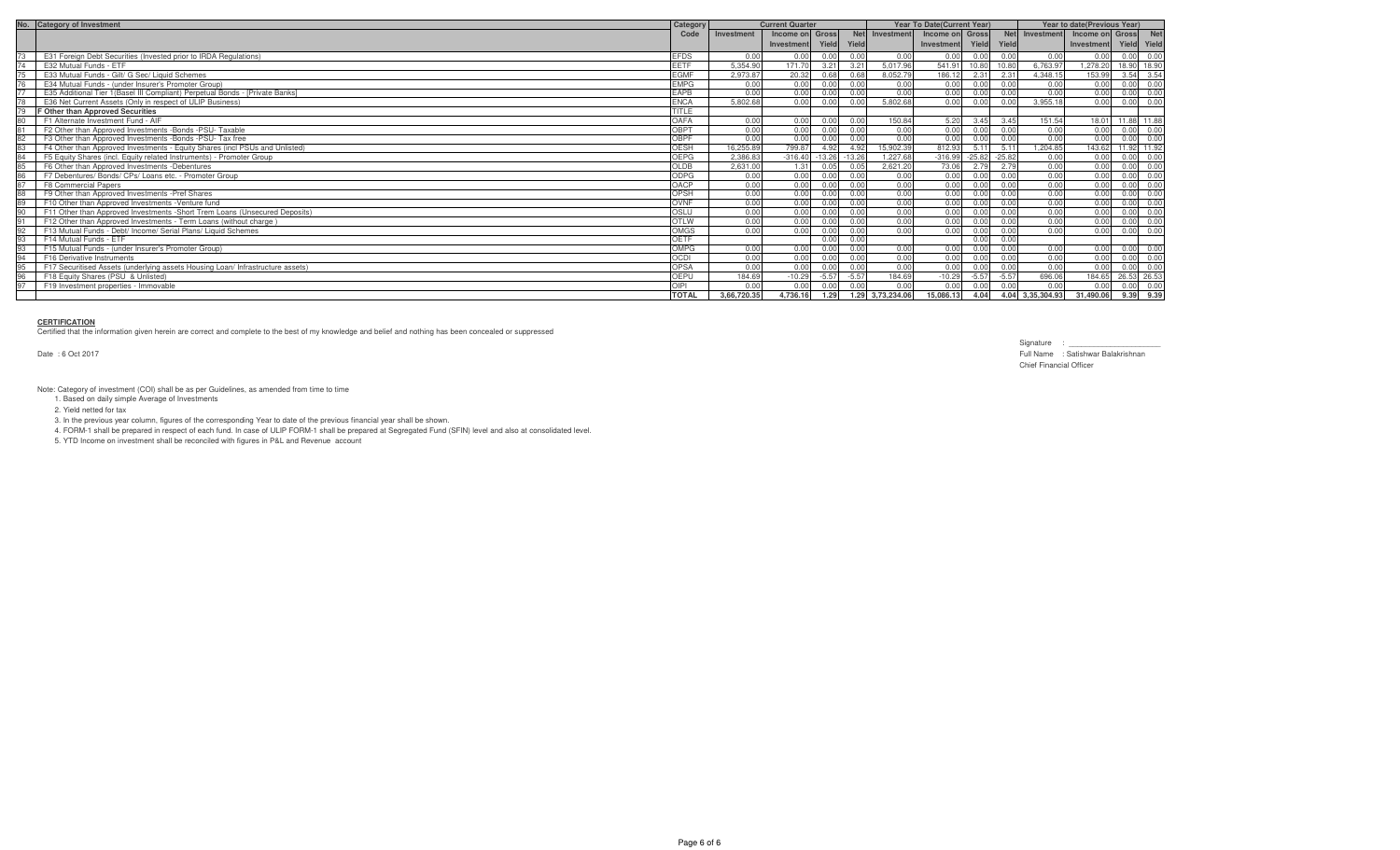| No. | Category of Investment | Category Code | Current Quarter | | | | Year To Date(Current Year) | | | | Year to date(Previous Year) | | | |
|---|---|---|---|---|---|---|---|---|---|---|---|---|---|---|
| | | | Investment | Income on Investment | Gross Yield | Net Yield | Investment | Income on Investment | Gross Yield | Net Yield | Investment | Income on Investment | Gross Yield | Net Yield |
| 73 | E31 Foreign Debt Securities (Invested prior to IRDA Regulations) | EFDS | 0.00 | 0.00 | 0.00 | 0.00 | 0.00 | 0.00 | 0.00 | 0.00 | 0.00 | 0.00 | 0.00 | 0.00 |
| 74 | E32 Mutual Funds - ETF | EETF | 5,354.90 | 171.70 | 3.21 | 3.21 | 5,017.96 | 541.91 | 10.80 | 10.80 | 6,763.97 | 1,278.20 | 18.90 | 18.90 |
| 75 | E33 Mutual Funds - Gilt/ G Sec/ Liquid Schemes | EGMF | 2,973.87 | 20.32 | 0.68 | 0.68 | 8,052.79 | 186.12 | 2.31 | 2.31 | 4,348.15 | 153.99 | 3.54 | 3.54 |
| 76 | E34 Mutual Funds - (under Insurer's Promoter Group) | EMPG | 0.00 | 0.00 | 0.00 | 0.00 | 0.00 | 0.00 | 0.00 | 0.00 | 0.00 | 0.00 | 0.00 | 0.00 |
| 77 | E35 Additional Tier 1(Basel III Compliant) Perpetual Bonds - [Private Banks] | EAPB | 0.00 | 0.00 | 0.00 | 0.00 | 0.00 | 0.00 | 0.00 | 0.00 | 0.00 | 0.00 | 0.00 | 0.00 |
| 78 | E36 Net Current Assets (Only in respect of ULIP Business) | ENCA | 5,802.68 | 0.00 | 0.00 | 0.00 | 5,802.68 | 0.00 | 0.00 | 0.00 | 3,955.18 | 0.00 | 0.00 | 0.00 |
| 79 | **F Other than Approved Securities** | TITLE | | | | | | | | | | | | |
| 80 | F1 Alternate Investment Fund - AIF | OAFA | 0.00 | 0.00 | 0.00 | 0.00 | 150.84 | 5.20 | 3.45 | 3.45 | 151.54 | 18.01 | 11.88 | 11.88 |
| 81 | F2 Other than Approved Investments -Bonds -PSU- Taxable | OBPT | 0.00 | 0.00 | 0.00 | 0.00 | 0.00 | 0.00 | 0.00 | 0.00 | 0.00 | 0.00 | 0.00 | 0.00 |
| 82 | F3 Other than Approved Investments -Bonds -PSU- Tax free | OBPF | 0.00 | 0.00 | 0.00 | 0.00 | 0.00 | 0.00 | 0.00 | 0.00 | 0.00 | 0.00 | 0.00 | 0.00 |
| 83 | F4 Other than Approved Investments - Equity Shares (incl PSUs and Unlisted) | OESH | 16,255.89 | 799.87 | 4.92 | 4.92 | 15,902.39 | 812.93 | 5.11 | 5.11 | 1,204.85 | 143.62 | 11.92 | 11.92 |
| 84 | F5 Equity Shares (incl. Equity related Instruments) - Promoter Group | OEPG | 2,386.83 | -316.40 | -13.26 | -13.26 | 1,227.68 | -316.99 | -25.82 | -25.82 | 0.00 | 0.00 | 0.00 | 0.00 |
| 85 | F6 Other than Approved Investments -Debentures | OLDB | 2,631.00 | 1.31 | 0.05 | 0.05 | 2,621.20 | 73.06 | 2.79 | 2.79 | 0.00 | 0.00 | 0.00 | 0.00 |
| 86 | F7 Debentures/ Bonds/ CPs/ Loans etc. - Promoter Group | ODPG | 0.00 | 0.00 | 0.00 | 0.00 | 0.00 | 0.00 | 0.00 | 0.00 | 0.00 | 0.00 | 0.00 | 0.00 |
| 87 | F8 Commercial Papers | OACP | 0.00 | 0.00 | 0.00 | 0.00 | 0.00 | 0.00 | 0.00 | 0.00 | 0.00 | 0.00 | 0.00 | 0.00 |
| 88 | F9 Other than Approved Investments -Pref Shares | OPSH | 0.00 | 0.00 | 0.00 | 0.00 | 0.00 | 0.00 | 0.00 | 0.00 | 0.00 | 0.00 | 0.00 | 0.00 |
| 89 | F10 Other than Approved Investments -Venture fund | OVNF | 0.00 | 0.00 | 0.00 | 0.00 | 0.00 | 0.00 | 0.00 | 0.00 | 0.00 | 0.00 | 0.00 | 0.00 |
| 90 | F11 Other than Approved Investments -Short Trem Loans (Unsecured Deposits) | OSLU | 0.00 | 0.00 | 0.00 | 0.00 | 0.00 | 0.00 | 0.00 | 0.00 | 0.00 | 0.00 | 0.00 | 0.00 |
| 91 | F12 Other than Approved Investments - Term Loans (without charge ) | OTLW | 0.00 | 0.00 | 0.00 | 0.00 | 0.00 | 0.00 | 0.00 | 0.00 | 0.00 | 0.00 | 0.00 | 0.00 |
| 92 | F13 Mutual Funds - Debt/ Income/ Serial Plans/ Liquid Schemes | OMGS | 0.00 | 0.00 | 0.00 | 0.00 | 0.00 | 0.00 | 0.00 | 0.00 | 0.00 | 0.00 | 0.00 | 0.00 |
| 93 | F14 Mutual Funds - ETF | OETF | | | 0.00 | 0.00 | | | 0.00 | 0.00 | | | | |
| 93 | F15 Mutual Funds - (under Insurer's Promoter Group) | OMPG | 0.00 | 0.00 | 0.00 | 0.00 | 0.00 | 0.00 | 0.00 | 0.00 | 0.00 | 0.00 | 0.00 | 0.00 |
| 94 | F16 Derivative Instruments | OCDI | 0.00 | 0.00 | 0.00 | 0.00 | 0.00 | 0.00 | 0.00 | 0.00 | 0.00 | 0.00 | 0.00 | 0.00 |
| 95 | F17 Securitised Assets (underlying assets Housing Loan/ Infrastructure assets) | OPSA | 0.00 | 0.00 | 0.00 | 0.00 | 0.00 | 0.00 | 0.00 | 0.00 | 0.00 | 0.00 | 0.00 | 0.00 |
| 96 | F18 Equity Shares (PSU & Unlisted) | OEPU | 184.69 | -10.29 | -5.57 | -5.57 | 184.69 | -10.29 | -5.57 | -5.57 | 696.06 | 184.65 | 26.53 | 26.53 |
| 97 | F19 Investment properties - Immovable | OIPI | 0.00 | 0.00 | 0.00 | 0.00 | 0.00 | 0.00 | 0.00 | 0.00 | 0.00 | 0.00 | 0.00 | 0.00 |
| | | **TOTAL** | **3,66,720.35** | **4,736.16** | **1.29** | **1.29** | **3,73,234.06** | **15,086.13** | **4.04** | **4.04** | **3,35,304.93** | **31,490.06** | **9.39** | **9.39** |

**CERTIFICATION**

Certified that the information given herein are correct and complete to the best of my knowledge and belief and nothing has been concealed or suppressed

Signature : ____________________

Date : 6 Oct 2017

Full Name : Satishwar Balakrishnan

Chief Financial Officer

Note: Category of investment (COI) shall be as per Guidelines, as amended from time to time

1. Based on daily simple Average of Investments
2. Yield netted for tax
3. In the previous year column, figures of the corresponding Year to date of the previous financial year shall be shown.
4. FORM-1 shall be prepared in respect of each fund. In case of ULIP FORM-1 shall be prepared at Segregated Fund (SFIN) level and also at consolidated level.
5. YTD Income on investment shall be reconciled with figures in P&L and Revenue account